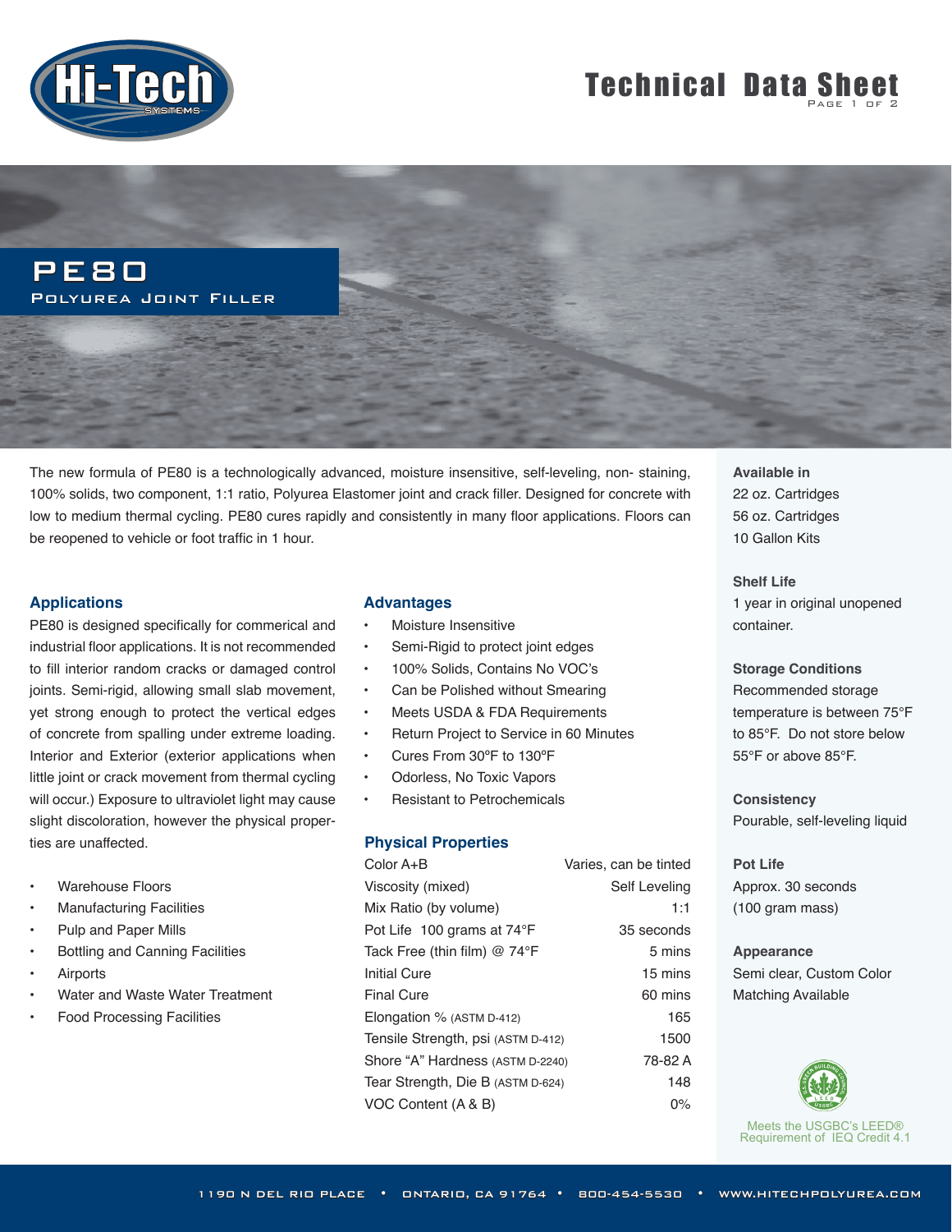# Technical Data Sheet

## PE80

### Polyurea Joint Filler

The new formula of PE80 is a technologically advanced, moisture insensitive, self-leveling, non- staining, 100% solids, two component, 1:1 ratio, Polyurea Elastomer joint and crack filler. Designed for concrete with low to medium thermal cycling. PE80 cures rapidly and consistently in many floor applications. Floors can be reopened to vehicle or foot traffic in 1 hour.

### Applications

PE80 is designed specifically for commerical and industrial floor applications. It is not recommended to fill interior random cracks or damaged control joints. Semi-rigid, allowing small slab movement, yet strong enough to protect the vertical edges of concrete from spalling under extreme loading. Interior and Exterior (exterior applications when little joint or crack movement from thermal cycling will occur.) Exposure to ultraviolet light may cause slight discoloration, however the physical properties are unaffected.

- Warehouse Floors
- Manufacturing Facilities
- Pulp and Paper Mills
- Bottling and Canning Facilities
- Airports
- Water and Waste Water Treatment
- Food Processing Facilities

### Advantages

- Moisture Insensitive
- Semi-Rigid to protect joint edges
- 100% Solids, Contains No VOC's
- Can be Polished without Smearing
- Meets USDA & FDA Requirements
- Return Project to Service in 60 Minutes
- Cures From 30ºF to 130ºF
- Odorless, No Toxic Vapors
- Resistant to Petrochemicals

### Physical Properties

| Property | Value |
|---|---|
| Color A+B | Varies, can be tinted |
| Viscosity (mixed) | Self Leveling |
| Mix Ratio (by volume) | 1:1 |
| Pot Life 100 grams at 74°F | 35 seconds |
| Tack Free (thin film) @ 74°F | 5 mins |
| Initial Cure | 15 mins |
| Final Cure | 60 mins |
| Elongation % (ASTM D-412) | 165 |
| Tensile Strength, psi (ASTM D-412) | 1500 |
| Shore "A" Hardness (ASTM D-2240) | 78-82 A |
| Tear Strength, Die B (ASTM D-624) | 148 |
| VOC Content (A & B) | 0% |

**Available in**
22 oz. Cartridges
56 oz. Cartridges
10 Gallon Kits

**Shelf Life**
1 year in original unopened container.

**Storage Conditions**
Recommended storage temperature is between 75°F to 85°F. Do not store below 55°F or above 85°F.

**Consistency**
Pourable, self-leveling liquid

**Pot Life**
Approx. 30 seconds (100 gram mass)

**Appearance**
Semi clear, Custom Color Matching Available

Meets the USGBC's LEED® Requirement of IEQ Credit 4.1

1190 N Del Rio Place • Ontario, CA 91764 • 800-454-5530 • www.hitechpolyurea.com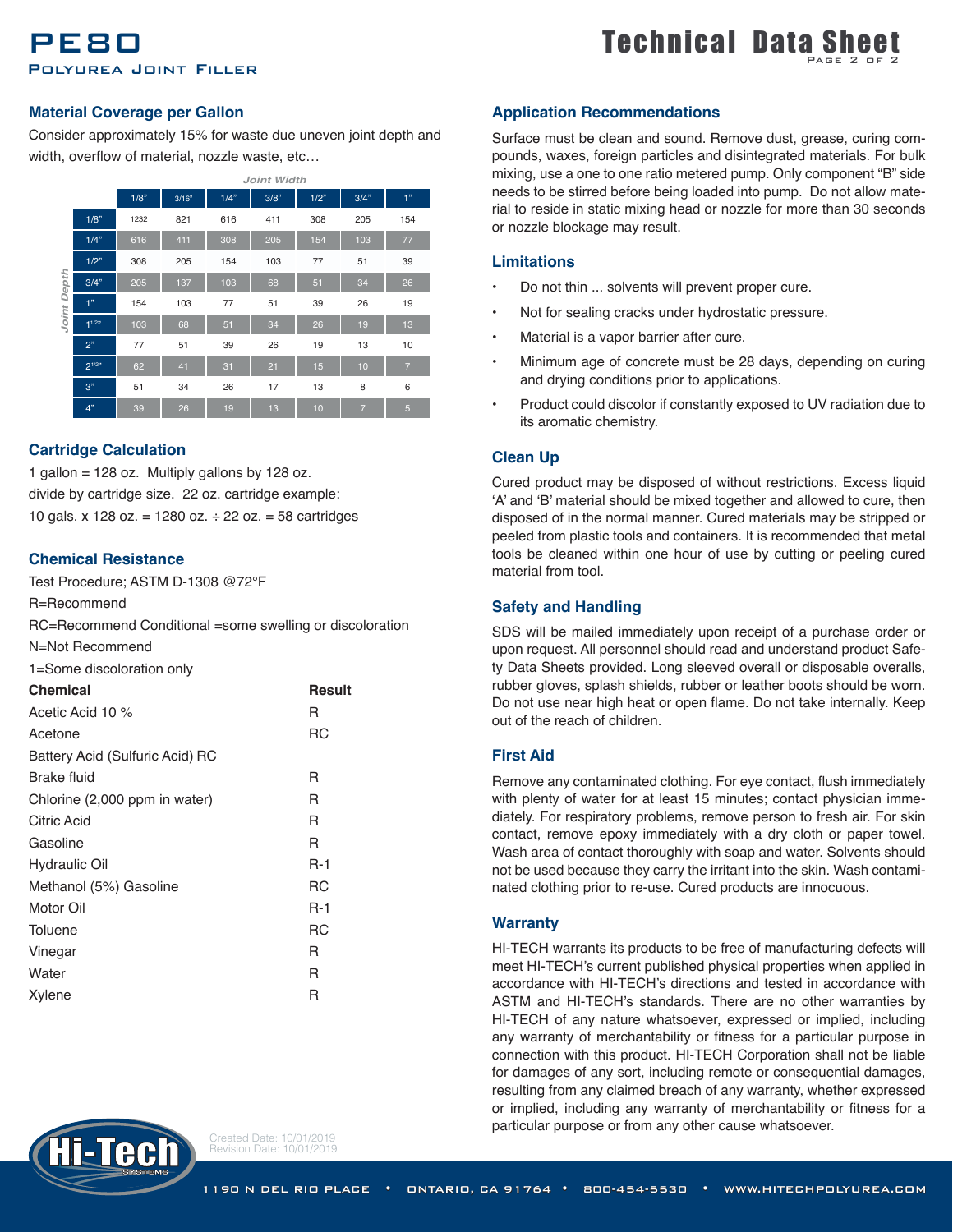# PE80

## Polyurea Joint Filler

### Material Coverage per Gallon

Consider approximately 15% for waste due uneven joint depth and width, overflow of material, nozzle waste, etc…

| | Joint Width | | | | | | |
|---|---|---|---|---|---|---|---|
| Joint Depth | 1/8" | 3/16" | 1/4" | 3/8" | 1/2" | 3/4" | 1" |
| 1/8" | 1232 | 821 | 616 | 411 | 308 | 205 | 154 |
| 1/4" | 616 | 411 | 308 | 205 | 154 | 103 | 77 |
| 1/2" | 308 | 205 | 154 | 103 | 77 | 51 | 39 |
| 3/4" | 205 | 137 | 103 | 68 | 51 | 34 | 26 |
| 1" | 154 | 103 | 77 | 51 | 39 | 26 | 19 |
| 1 1/2" | 103 | 68 | 51 | 34 | 26 | 19 | 13 |
| 2" | 77 | 51 | 39 | 26 | 19 | 13 | 10 |
| 2 1/2" | 62 | 41 | 31 | 21 | 15 | 10 | 7 |
| 3" | 51 | 34 | 26 | 17 | 13 | 8 | 6 |
| 4" | 39 | 26 | 19 | 13 | 10 | 7 | 5 |

### Cartridge Calculation

1 gallon = 128 oz. Multiply gallons by 128 oz.
divide by cartridge size. 22 oz. cartridge example:
10 gals. x 128 oz. = 1280 oz. ÷ 22 oz. = 58 cartridges

### Chemical Resistance

Test Procedure; ASTM D-1308 @72°F
R=Recommend
RC=Recommend Conditional =some swelling or discoloration
N=Not Recommend
1=Some discoloration only

| Chemical | Result |
|---|---|
| Acetic Acid 10 % | R |
| Acetone | RC |
| Battery Acid (Sulfuric Acid) RC | |
| Brake fluid | R |
| Chlorine (2,000 ppm in water) | R |
| Citric Acid | R |
| Gasoline | R |
| Hydraulic Oil | R-1 |
| Methanol (5%) Gasoline | RC |
| Motor Oil | R-1 |
| Toluene | RC |
| Vinegar | R |
| Water | R |
| Xylene | R |

### Application Recommendations

Surface must be clean and sound. Remove dust, grease, curing compounds, waxes, foreign particles and disintegrated materials. For bulk mixing, use a one to one ratio metered pump. Only component "B" side needs to be stirred before being loaded into pump. Do not allow material to reside in static mixing head or nozzle for more than 30 seconds or nozzle blockage may result.

### Limitations

- Do not thin ... solvents will prevent proper cure.
- Not for sealing cracks under hydrostatic pressure.
- Material is a vapor barrier after cure.
- Minimum age of concrete must be 28 days, depending on curing and drying conditions prior to applications.
- Product could discolor if constantly exposed to UV radiation due to its aromatic chemistry.

### Clean Up

Cured product may be disposed of without restrictions. Excess liquid 'A' and 'B' material should be mixed together and allowed to cure, then disposed of in the normal manner. Cured materials may be stripped or peeled from plastic tools and containers. It is recommended that metal tools be cleaned within one hour of use by cutting or peeling cured material from tool.

### Safety and Handling

SDS will be mailed immediately upon receipt of a purchase order or upon request. All personnel should read and understand product Safety Data Sheets provided. Long sleeved overall or disposable overalls, rubber gloves, splash shields, rubber or leather boots should be worn. Do not use near high heat or open flame. Do not take internally. Keep out of the reach of children.

### First Aid

Remove any contaminated clothing. For eye contact, flush immediately with plenty of water for at least 15 minutes; contact physician immediately. For respiratory problems, remove person to fresh air. For skin contact, remove epoxy immediately with a dry cloth or paper towel. Wash area of contact thoroughly with soap and water. Solvents should not be used because they carry the irritant into the skin. Wash contaminated clothing prior to re-use. Cured products are innocuous.

### Warranty

HI-TECH warrants its products to be free of manufacturing defects will meet HI-TECH's current published physical properties when applied in accordance with HI-TECH's directions and tested in accordance with ASTM and HI-TECH's standards. There are no other warranties by HI-TECH of any nature whatsoever, expressed or implied, including any warranty of merchantability or fitness for a particular purpose in connection with this product. HI-TECH Corporation shall not be liable for damages of any sort, including remote or consequential damages, resulting from any claimed breach of any warranty, whether expressed or implied, including any warranty of merchantability or fitness for a particular purpose or from any other cause whatsoever.

Created Date: 10/01/2019
Revision Date: 10/01/2019

1190 N DEL RIO PLACE • ONTARIO, CA 91764 • 800-454-5530 • WWW.HITECHPOLYUREA.COM